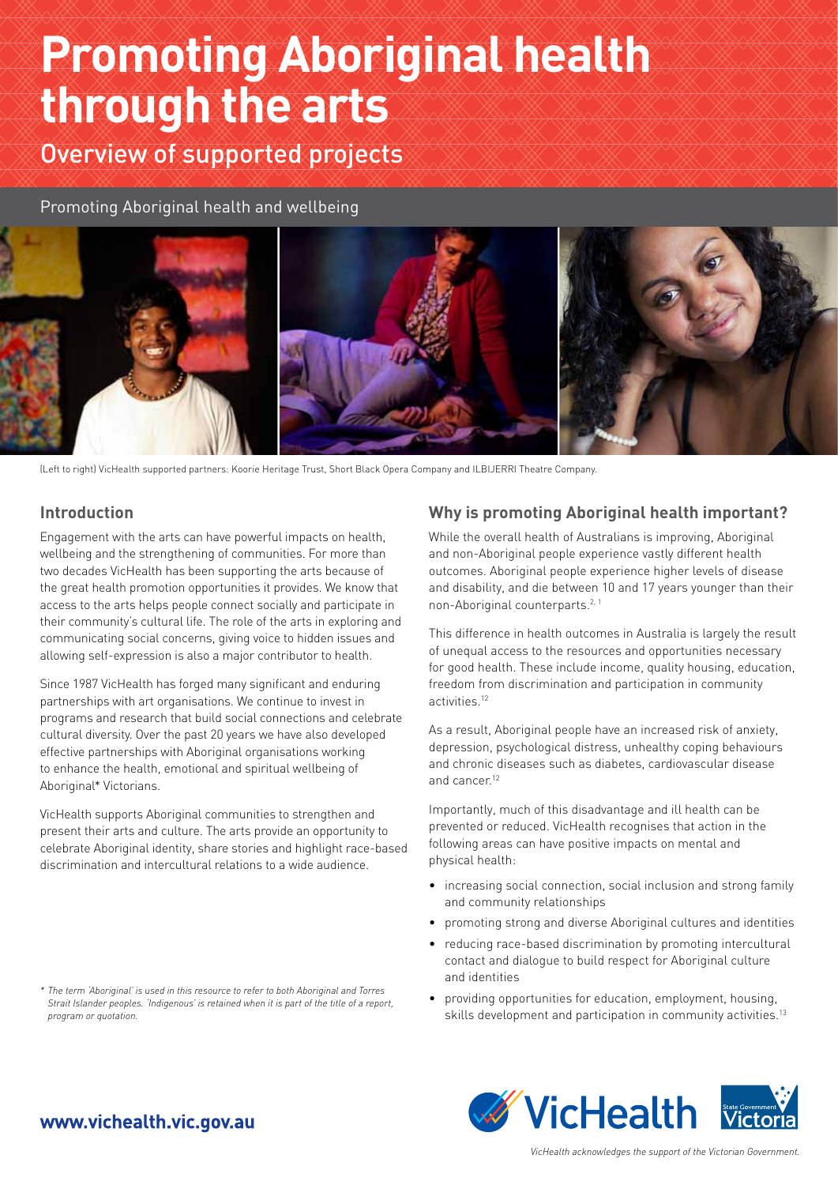# Promoting Aboriginal health through the arts

## Overview of supported projects

Promoting Aboriginal health and wellbeing

(Left to right) VicHealth supported partners: Koorie Heritage Trust, Short Black Opera Company and ILBIJERRI Theatre Company.

## Introduction

Engagement with the arts can have powerful impacts on health, wellbeing and the strengthening of communities. For more than two decades VicHealth has been supporting the arts because of the great health promotion opportunities it provides. We know that access to the arts helps people connect socially and participate in their community's cultural life. The role of the arts in exploring and communicating social concerns, giving voice to hidden issues and allowing self-expression is also a major contributor to health.

Since 1987 VicHealth has forged many significant and enduring partnerships with art organisations. We continue to invest in programs and research that build social connections and celebrate cultural diversity. Over the past 20 years we have also developed effective partnerships with Aboriginal organisations working to enhance the health, emotional and spiritual wellbeing of Aboriginal* Victorians.

VicHealth supports Aboriginal communities to strengthen and present their arts and culture. The arts provide an opportunity to celebrate Aboriginal identity, share stories and highlight race-based discrimination and intercultural relations to a wide audience.

*\* The term 'Aboriginal' is used in this resource to refer to both Aboriginal and Torres Strait Islander peoples. 'Indigenous' is retained when it is part of the title of a report, program or quotation.*

## Why is promoting Aboriginal health important?

While the overall health of Australians is improving, Aboriginal and non-Aboriginal people experience vastly different health outcomes. Aboriginal people experience higher levels of disease and disability, and die between 10 and 17 years younger than their non-Aboriginal counterparts.[2, 1]

This difference in health outcomes in Australia is largely the result of unequal access to the resources and opportunities necessary for good health. These include income, quality housing, education, freedom from discrimination and participation in community activities.[12]

As a result, Aboriginal people have an increased risk of anxiety, depression, psychological distress, unhealthy coping behaviours and chronic diseases such as diabetes, cardiovascular disease and cancer.[12]

Importantly, much of this disadvantage and ill health can be prevented or reduced. VicHealth recognises that action in the following areas can have positive impacts on mental and physical health:

- increasing social connection, social inclusion and strong family and community relationships
- promoting strong and diverse Aboriginal cultures and identities
- reducing race-based discrimination by promoting intercultural contact and dialogue to build respect for Aboriginal culture and identities
- providing opportunities for education, employment, housing, skills development and participation in community activities.[13]

**www.vichealth.vic.gov.au**

*VicHealth acknowledges the support of the Victorian Government.*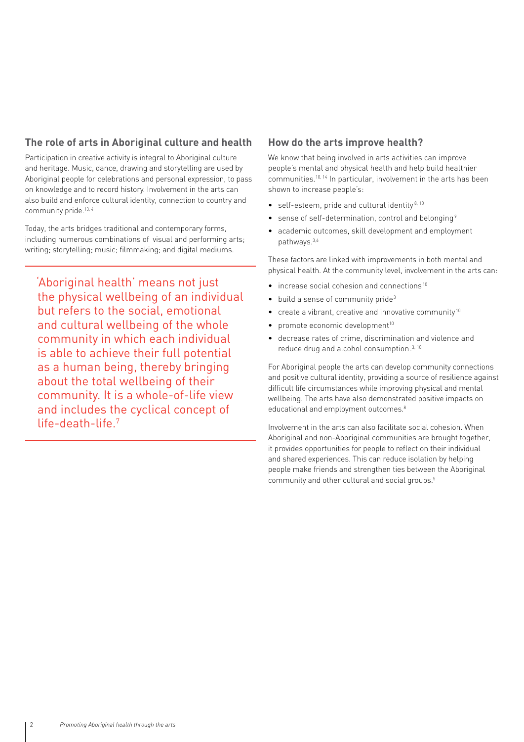## The role of arts in Aboriginal culture and health

Participation in creative activity is integral to Aboriginal culture and heritage. Music, dance, drawing and storytelling are used by Aboriginal people for celebrations and personal expression, to pass on knowledge and to record history. Involvement in the arts can also build and enforce cultural identity, connection to country and community pride.[13, 4]

Today, the arts bridges traditional and contemporary forms, including numerous combinations of visual and performing arts; writing; storytelling; music; filmmaking; and digital mediums.

> 'Aboriginal health' means not just the physical wellbeing of an individual but refers to the social, emotional and cultural wellbeing of the whole community in which each individual is able to achieve their full potential as a human being, thereby bringing about the total wellbeing of their community. It is a whole-of-life view and includes the cyclical concept of life-death-life.[7]

## How do the arts improve health?

We know that being involved in arts activities can improve people's mental and physical health and help build healthier communities.[10, 14] In particular, involvement in the arts has been shown to increase people's:

- self-esteem, pride and cultural identity[8, 10]
- sense of self-determination, control and belonging[9]
- academic outcomes, skill development and employment pathways.[3,6]

These factors are linked with improvements in both mental and physical health. At the community level, involvement in the arts can:

- increase social cohesion and connections[10]
- build a sense of community pride[3]
- create a vibrant, creative and innovative community[10]
- promote economic development[10]
- decrease rates of crime, discrimination and violence and reduce drug and alcohol consumption.[3, 10]

For Aboriginal people the arts can develop community connections and positive cultural identity, providing a source of resilience against difficult life circumstances while improving physical and mental wellbeing. The arts have also demonstrated positive impacts on educational and employment outcomes.[8]

Involvement in the arts can also facilitate social cohesion. When Aboriginal and non-Aboriginal communities are brought together, it provides opportunities for people to reflect on their individual and shared experiences. This can reduce isolation by helping people make friends and strengthen ties between the Aboriginal community and other cultural and social groups.[5]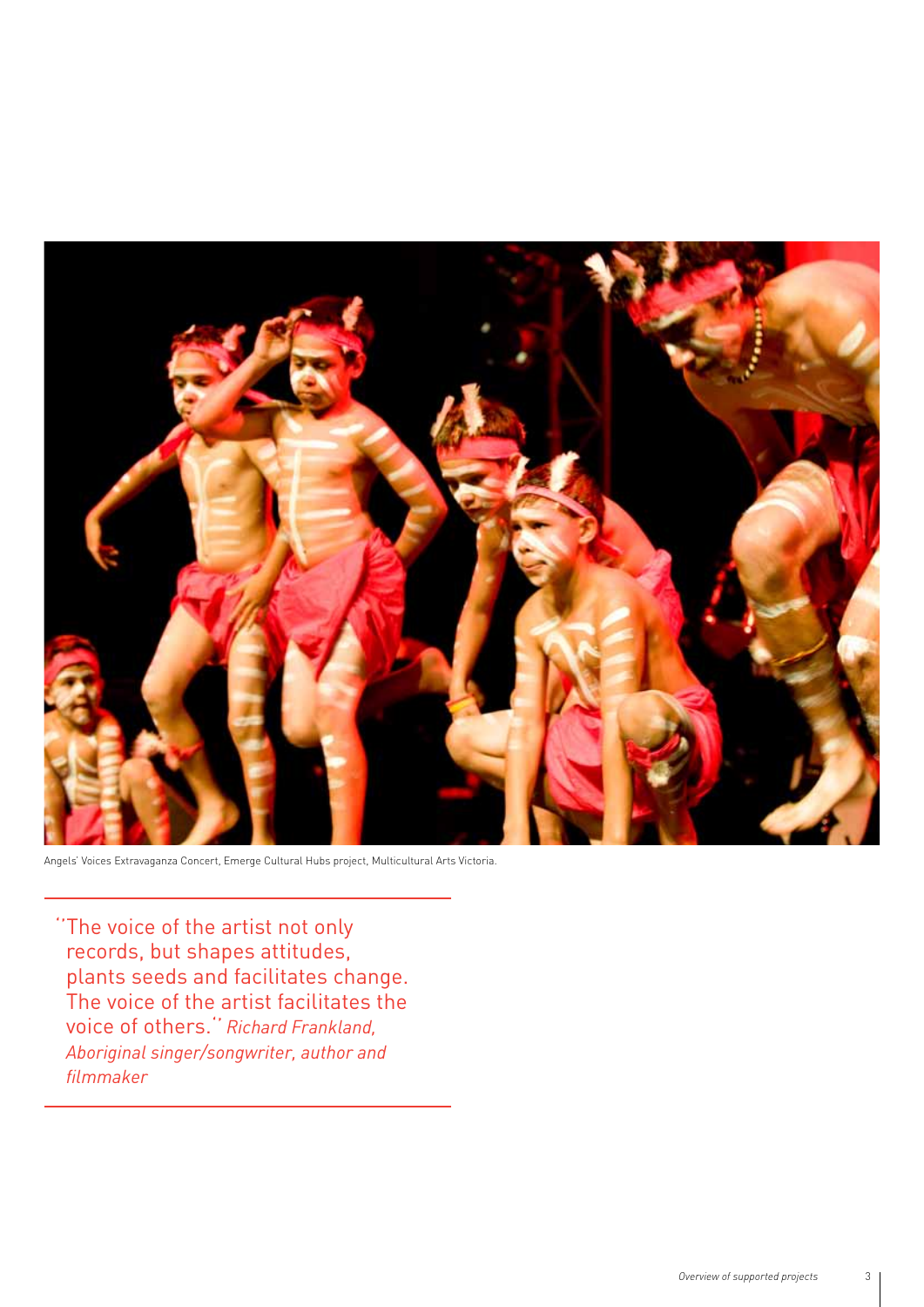Angels' Voices Extravaganza Concert, Emerge Cultural Hubs project, Multicultural Arts Victoria.

> "The voice of the artist not only records, but shapes attitudes, plants seeds and facilitates change. The voice of the artist facilitates the voice of others." *Richard Frankland, Aboriginal singer/songwriter, author and filmmaker*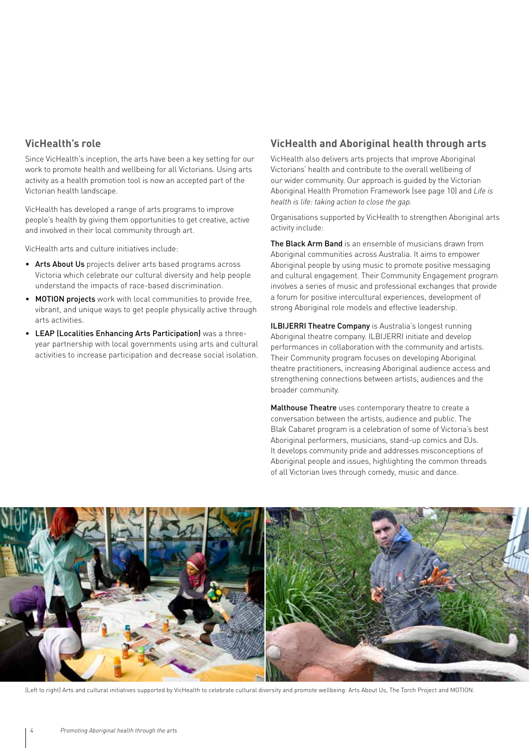## VicHealth's role

Since VicHealth's inception, the arts have been a key setting for our work to promote health and wellbeing for all Victorians. Using arts activity as a health promotion tool is now an accepted part of the Victorian health landscape.

VicHealth has developed a range of arts programs to improve people's health by giving them opportunities to get creative, active and involved in their local community through art.

VicHealth arts and culture initiatives include:

- **Arts About Us** projects deliver arts based programs across Victoria which celebrate our cultural diversity and help people understand the impacts of race-based discrimination.
- **MOTION projects** work with local communities to provide free, vibrant, and unique ways to get people physically active through arts activities.
- **LEAP (Localities Enhancing Arts Participation)** was a three-year partnership with local governments using arts and cultural activities to increase participation and decrease social isolation.

## VicHealth and Aboriginal health through arts

VicHealth also delivers arts projects that improve Aboriginal Victorians' health and contribute to the overall wellbeing of our wider community. Our approach is guided by the Victorian Aboriginal Health Promotion Framework (see page 10) and *Life is health is life: taking action to close the gap.*

Organisations supported by VicHealth to strengthen Aboriginal arts activity include:

**The Black Arm Band** is an ensemble of musicians drawn from Aboriginal communities across Australia. It aims to empower Aboriginal people by using music to promote positive messaging and cultural engagement. Their Community Engagement program involves a series of music and professional exchanges that provide a forum for positive intercultural experiences, development of strong Aboriginal role models and effective leadership.

**ILBIJERRI Theatre Company** is Australia's longest running Aboriginal theatre company. ILBIJERRI initiate and develop performances in collaboration with the community and artists. Their Community program focuses on developing Aboriginal theatre practitioners, increasing Aboriginal audience access and strengthening connections between artists, audiences and the broader community.

**Malthouse Theatre** uses contemporary theatre to create a conversation between the artists, audience and public. The Blak Cabaret program is a celebration of some of Victoria's best Aboriginal performers, musicians, stand-up comics and DJs. It develops community pride and addresses misconceptions of Aboriginal people and issues, highlighting the common threads of all Victorian lives through comedy, music and dance.

(Left to right) Arts and cultural initiatives supported by VicHealth to celebrate cultural diversity and promote wellbeing: Arts About Us, The Torch Project and MOTION.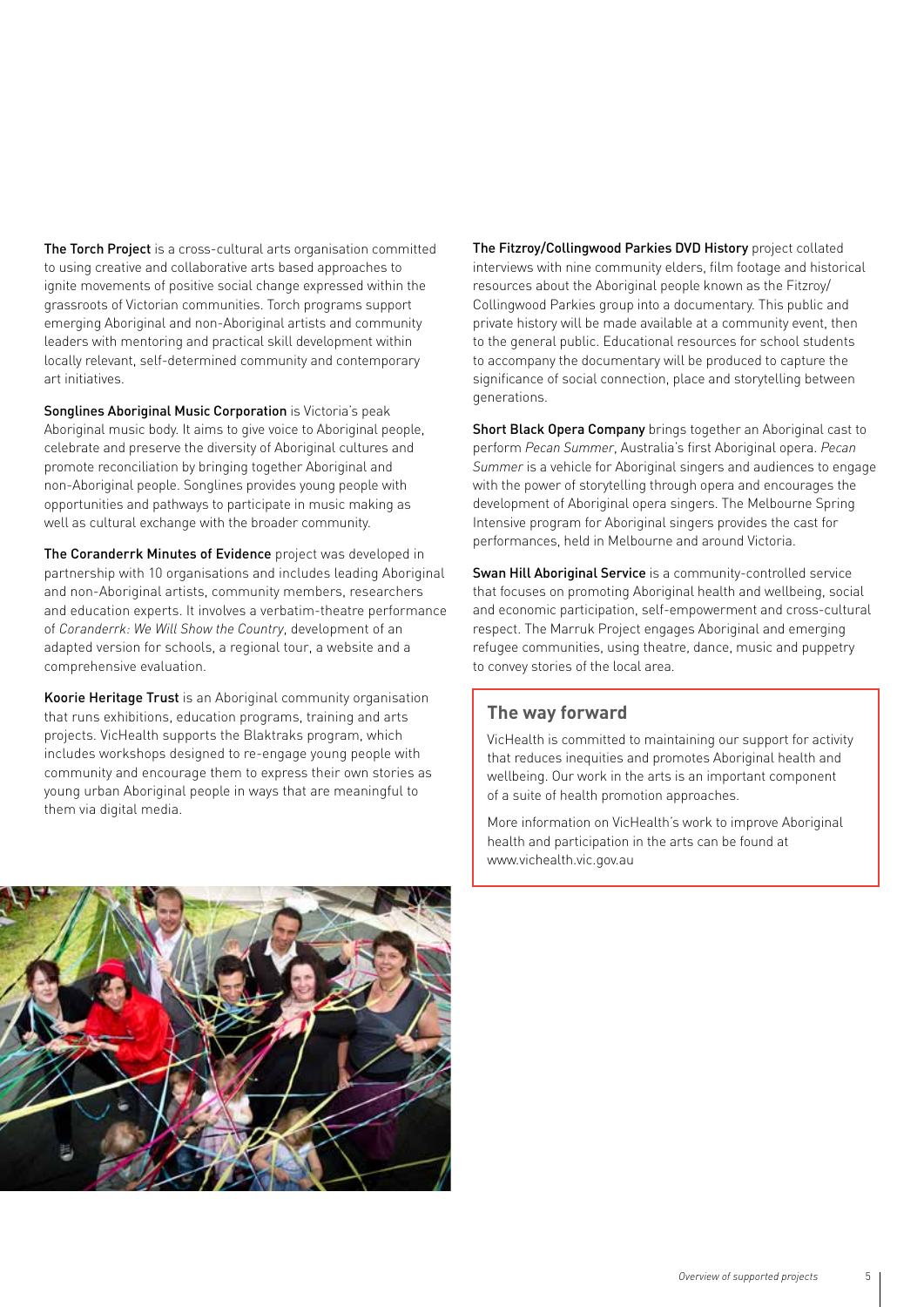**The Torch Project** is a cross-cultural arts organisation committed to using creative and collaborative arts based approaches to ignite movements of positive social change expressed within the grassroots of Victorian communities. Torch programs support emerging Aboriginal and non-Aboriginal artists and community leaders with mentoring and practical skill development within locally relevant, self-determined community and contemporary art initiatives.

**Songlines Aboriginal Music Corporation** is Victoria's peak Aboriginal music body. It aims to give voice to Aboriginal people, celebrate and preserve the diversity of Aboriginal cultures and promote reconciliation by bringing together Aboriginal and non-Aboriginal people. Songlines provides young people with opportunities and pathways to participate in music making as well as cultural exchange with the broader community.

**The Coranderrk Minutes of Evidence** project was developed in partnership with 10 organisations and includes leading Aboriginal and non-Aboriginal artists, community members, researchers and education experts. It involves a verbatim-theatre performance of *Coranderrk: We Will Show the Country*, development of an adapted version for schools, a regional tour, a website and a comprehensive evaluation.

**Koorie Heritage Trust** is an Aboriginal community organisation that runs exhibitions, education programs, training and arts projects. VicHealth supports the Blaktraks program, which includes workshops designed to re-engage young people with community and encourage them to express their own stories as young urban Aboriginal people in ways that are meaningful to them via digital media.

**The Fitzroy/Collingwood Parkies DVD History** project collated interviews with nine community elders, film footage and historical resources about the Aboriginal people known as the Fitzroy/Collingwood Parkies group into a documentary. This public and private history will be made available at a community event, then to the general public. Educational resources for school students to accompany the documentary will be produced to capture the significance of social connection, place and storytelling between generations.

**Short Black Opera Company** brings together an Aboriginal cast to perform *Pecan Summer*, Australia's first Aboriginal opera. *Pecan Summer* is a vehicle for Aboriginal singers and audiences to engage with the power of storytelling through opera and encourages the development of Aboriginal opera singers. The Melbourne Spring Intensive program for Aboriginal singers provides the cast for performances, held in Melbourne and around Victoria.

**Swan Hill Aboriginal Service** is a community-controlled service that focuses on promoting Aboriginal health and wellbeing, social and economic participation, self-empowerment and cross-cultural respect. The Marruk Project engages Aboriginal and emerging refugee communities, using theatre, dance, music and puppetry to convey stories of the local area.

## The way forward

VicHealth is committed to maintaining our support for activity that reduces inequities and promotes Aboriginal health and wellbeing. Our work in the arts is an important component of a suite of health promotion approaches.

More information on VicHealth's work to improve Aboriginal health and participation in the arts can be found at www.vichealth.vic.gov.au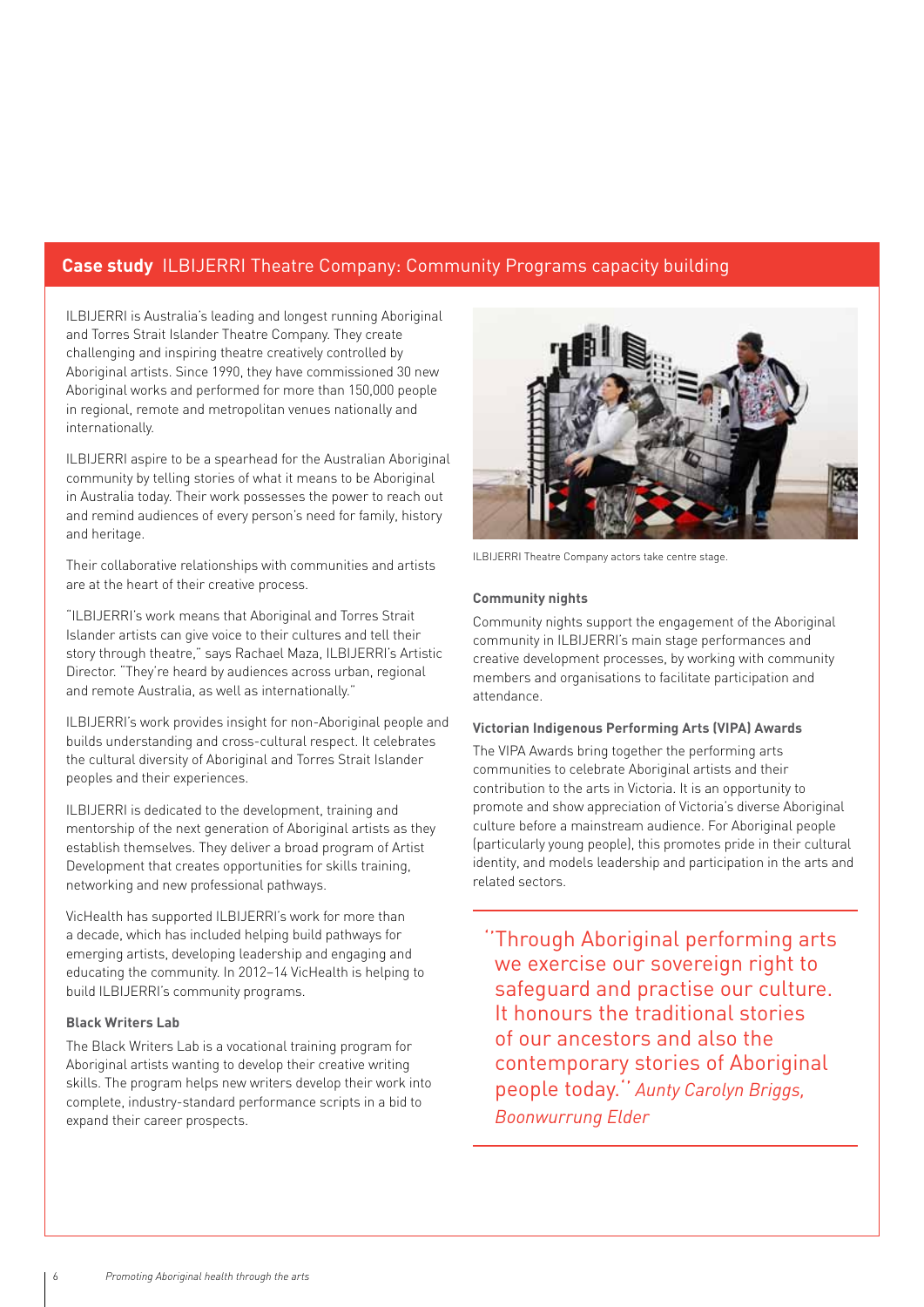## **Case study** ILBIJERRI Theatre Company: Community Programs capacity building

ILBIJERRI is Australia's leading and longest running Aboriginal and Torres Strait Islander Theatre Company. They create challenging and inspiring theatre creatively controlled by Aboriginal artists. Since 1990, they have commissioned 30 new Aboriginal works and performed for more than 150,000 people in regional, remote and metropolitan venues nationally and internationally.

ILBIJERRI aspire to be a spearhead for the Australian Aboriginal community by telling stories of what it means to be Aboriginal in Australia today. Their work possesses the power to reach out and remind audiences of every person's need for family, history and heritage.

Their collaborative relationships with communities and artists are at the heart of their creative process.

"ILBIJERRI's work means that Aboriginal and Torres Strait Islander artists can give voice to their cultures and tell their story through theatre," says Rachael Maza, ILBIJERRI's Artistic Director. "They're heard by audiences across urban, regional and remote Australia, as well as internationally."

ILBIJERRI's work provides insight for non-Aboriginal people and builds understanding and cross-cultural respect. It celebrates the cultural diversity of Aboriginal and Torres Strait Islander peoples and their experiences.

ILBIJERRI is dedicated to the development, training and mentorship of the next generation of Aboriginal artists as they establish themselves. They deliver a broad program of Artist Development that creates opportunities for skills training, networking and new professional pathways.

VicHealth has supported ILBIJERRI's work for more than a decade, which has included helping build pathways for emerging artists, developing leadership and engaging and educating the community. In 2012–14 VicHealth is helping to build ILBIJERRI's community programs.

### Black Writers Lab

The Black Writers Lab is a vocational training program for Aboriginal artists wanting to develop their creative writing skills. The program helps new writers develop their work into complete, industry-standard performance scripts in a bid to expand their career prospects.

ILBIJERRI Theatre Company actors take centre stage.

### Community nights

Community nights support the engagement of the Aboriginal community in ILBIJERRI's main stage performances and creative development processes, by working with community members and organisations to facilitate participation and attendance.

### Victorian Indigenous Performing Arts (VIPA) Awards

The VIPA Awards bring together the performing arts communities to celebrate Aboriginal artists and their contribution to the arts in Victoria. It is an opportunity to promote and show appreciation of Victoria's diverse Aboriginal culture before a mainstream audience. For Aboriginal people (particularly young people), this promotes pride in their cultural identity, and models leadership and participation in the arts and related sectors.

> "Through Aboriginal performing arts we exercise our sovereign right to safeguard and practise our culture. It honours the traditional stories of our ancestors and also the contemporary stories of Aboriginal people today." *Aunty Carolyn Briggs, Boonwurrung Elder*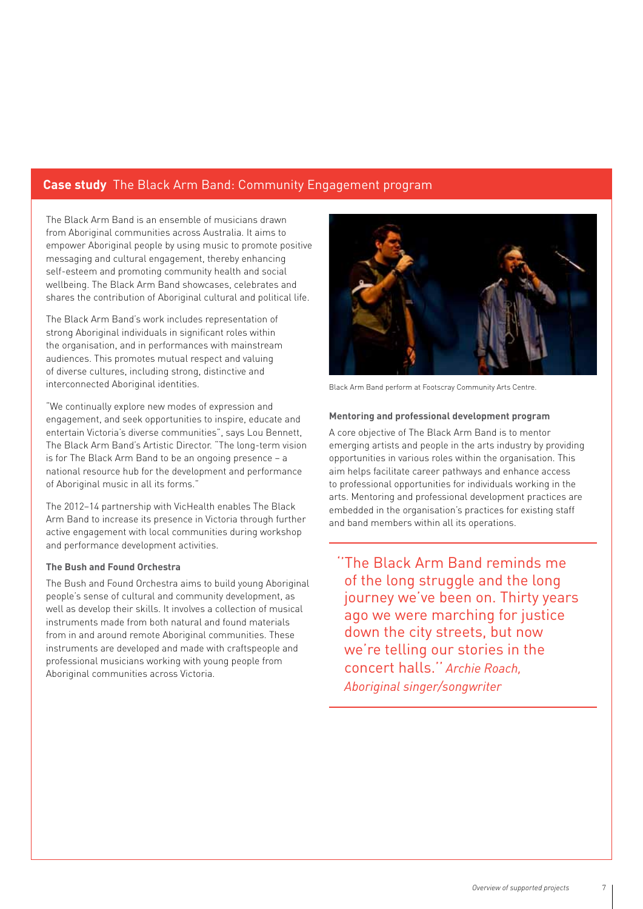## **Case study** The Black Arm Band: Community Engagement program

The Black Arm Band is an ensemble of musicians drawn from Aboriginal communities across Australia. It aims to empower Aboriginal people by using music to promote positive messaging and cultural engagement, thereby enhancing self-esteem and promoting community health and social wellbeing. The Black Arm Band showcases, celebrates and shares the contribution of Aboriginal cultural and political life.

The Black Arm Band's work includes representation of strong Aboriginal individuals in significant roles within the organisation, and in performances with mainstream audiences. This promotes mutual respect and valuing of diverse cultures, including strong, distinctive and interconnected Aboriginal identities.

"We continually explore new modes of expression and engagement, and seek opportunities to inspire, educate and entertain Victoria's diverse communities", says Lou Bennett, The Black Arm Band's Artistic Director. "The long-term vision is for The Black Arm Band to be an ongoing presence – a national resource hub for the development and performance of Aboriginal music in all its forms."

The 2012–14 partnership with VicHealth enables The Black Arm Band to increase its presence in Victoria through further active engagement with local communities during workshop and performance development activities.

### The Bush and Found Orchestra

The Bush and Found Orchestra aims to build young Aboriginal people's sense of cultural and community development, as well as develop their skills. It involves a collection of musical instruments made from both natural and found materials from in and around remote Aboriginal communities. These instruments are developed and made with craftspeople and professional musicians working with young people from Aboriginal communities across Victoria.

Black Arm Band perform at Footscray Community Arts Centre.

### Mentoring and professional development program

A core objective of The Black Arm Band is to mentor emerging artists and people in the arts industry by providing opportunities in various roles within the organisation. This aim helps facilitate career pathways and enhance access to professional opportunities for individuals working in the arts. Mentoring and professional development practices are embedded in the organisation's practices for existing staff and band members within all its operations.

> "The Black Arm Band reminds me of the long struggle and the long journey we've been on. Thirty years ago we were marching for justice down the city streets, but now we're telling our stories in the concert halls." *Archie Roach, Aboriginal singer/songwriter*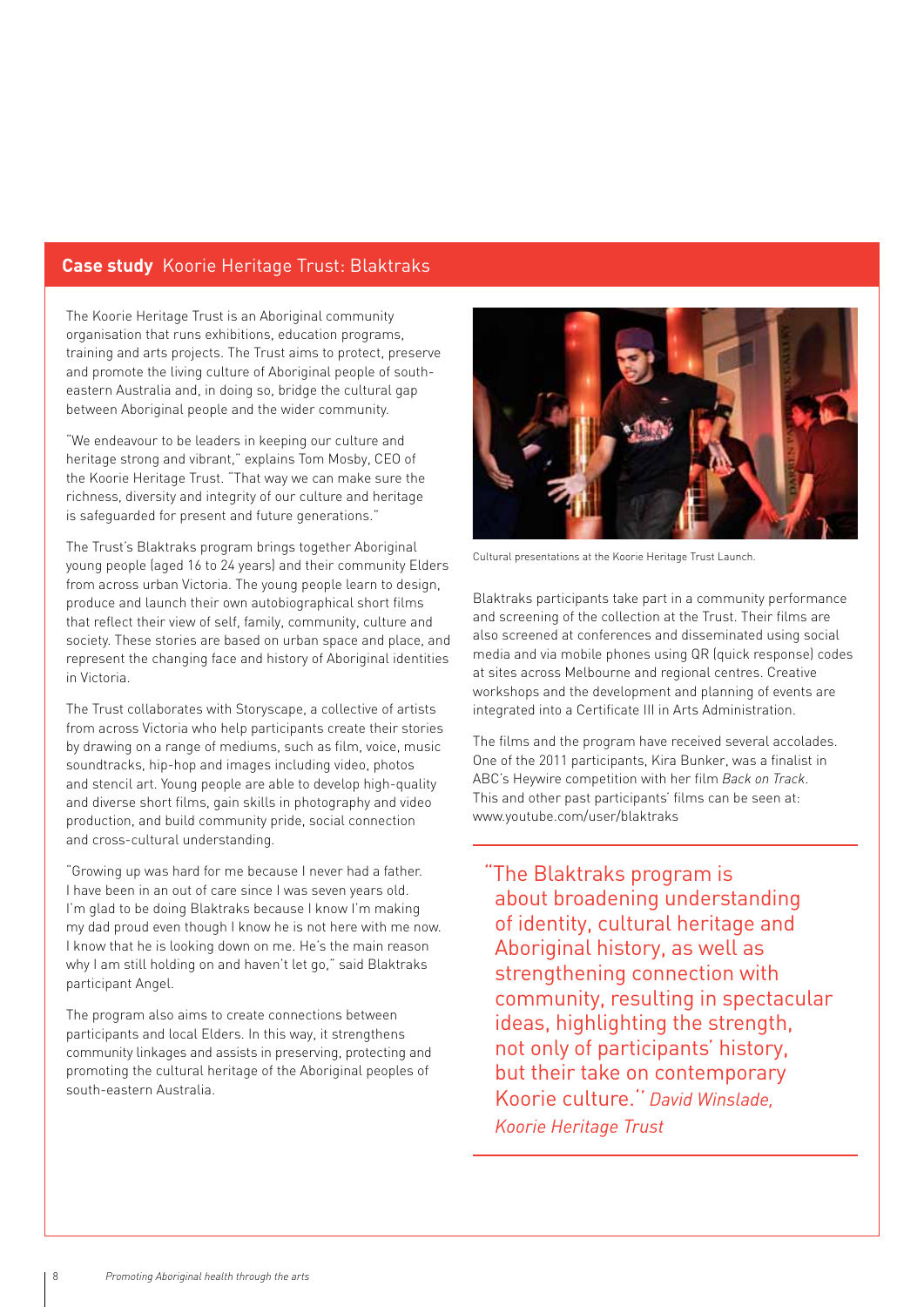## **Case study** Koorie Heritage Trust: Blaktraks

The Koorie Heritage Trust is an Aboriginal community organisation that runs exhibitions, education programs, training and arts projects. The Trust aims to protect, preserve and promote the living culture of Aboriginal people of south-eastern Australia and, in doing so, bridge the cultural gap between Aboriginal people and the wider community.

"We endeavour to be leaders in keeping our culture and heritage strong and vibrant," explains Tom Mosby, CEO of the Koorie Heritage Trust. "That way we can make sure the richness, diversity and integrity of our culture and heritage is safeguarded for present and future generations."

The Trust's Blaktraks program brings together Aboriginal young people (aged 16 to 24 years) and their community Elders from across urban Victoria. The young people learn to design, produce and launch their own autobiographical short films that reflect their view of self, family, community, culture and society. These stories are based on urban space and place, and represent the changing face and history of Aboriginal identities in Victoria.

The Trust collaborates with Storyscape, a collective of artists from across Victoria who help participants create their stories by drawing on a range of mediums, such as film, voice, music soundtracks, hip-hop and images including video, photos and stencil art. Young people are able to develop high-quality and diverse short films, gain skills in photography and video production, and build community pride, social connection and cross-cultural understanding.

"Growing up was hard for me because I never had a father. I have been in an out of care since I was seven years old. I'm glad to be doing Blaktraks because I know I'm making my dad proud even though I know he is not here with me now. I know that he is looking down on me. He's the main reason why I am still holding on and haven't let go," said Blaktraks participant Angel.

The program also aims to create connections between participants and local Elders. In this way, it strengthens community linkages and assists in preserving, protecting and promoting the cultural heritage of the Aboriginal peoples of south-eastern Australia.

Cultural presentations at the Koorie Heritage Trust Launch.

Blaktraks participants take part in a community performance and screening of the collection at the Trust. Their films are also screened at conferences and disseminated using social media and via mobile phones using QR (quick response) codes at sites across Melbourne and regional centres. Creative workshops and the development and planning of events are integrated into a Certificate III in Arts Administration.

The films and the program have received several accolades. One of the 2011 participants, Kira Bunker, was a finalist in ABC's Heywire competition with her film *Back on Track*. This and other past participants' films can be seen at: www.youtube.com/user/blaktraks

> "The Blaktraks program is about broadening understanding of identity, cultural heritage and Aboriginal history, as well as strengthening connection with community, resulting in spectacular ideas, highlighting the strength, not only of participants' history, but their take on contemporary Koorie culture." *David Winslade, Koorie Heritage Trust*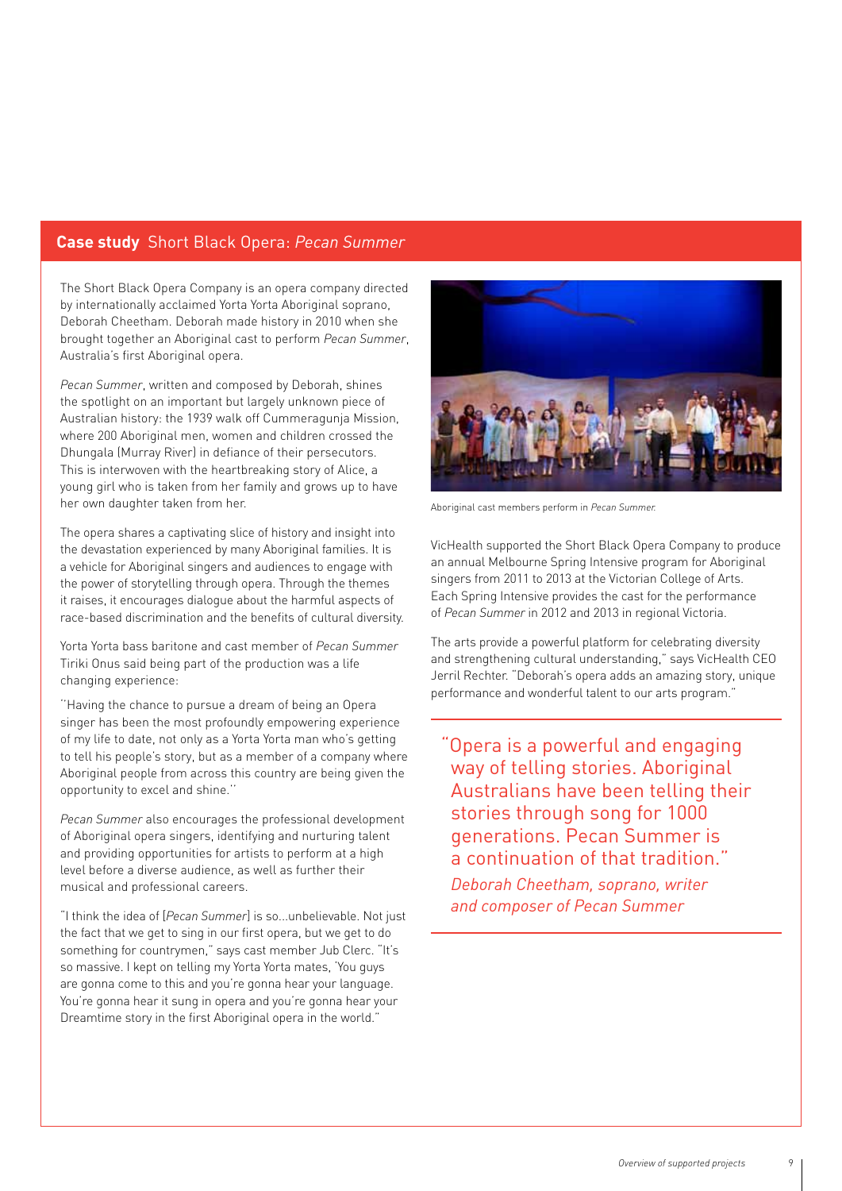## **Case study** Short Black Opera: *Pecan Summer*

The Short Black Opera Company is an opera company directed by internationally acclaimed Yorta Yorta Aboriginal soprano, Deborah Cheetham. Deborah made history in 2010 when she brought together an Aboriginal cast to perform *Pecan Summer*, Australia's first Aboriginal opera.

*Pecan Summer*, written and composed by Deborah, shines the spotlight on an important but largely unknown piece of Australian history: the 1939 walk off Cummeragunja Mission, where 200 Aboriginal men, women and children crossed the Dhungala (Murray River) in defiance of their persecutors. This is interwoven with the heartbreaking story of Alice, a young girl who is taken from her family and grows up to have her own daughter taken from her.

The opera shares a captivating slice of history and insight into the devastation experienced by many Aboriginal families. It is a vehicle for Aboriginal singers and audiences to engage with the power of storytelling through opera. Through the themes it raises, it encourages dialogue about the harmful aspects of race-based discrimination and the benefits of cultural diversity.

Yorta Yorta bass baritone and cast member of *Pecan Summer* Tiriki Onus said being part of the production was a life changing experience:

"Having the chance to pursue a dream of being an Opera singer has been the most profoundly empowering experience of my life to date, not only as a Yorta Yorta man who's getting to tell his people's story, but as a member of a company where Aboriginal people from across this country are being given the opportunity to excel and shine."

*Pecan Summer* also encourages the professional development of Aboriginal opera singers, identifying and nurturing talent and providing opportunities for artists to perform at a high level before a diverse audience, as well as further their musical and professional careers.

"I think the idea of [*Pecan Summer*] is so...unbelievable. Not just the fact that we get to sing in our first opera, but we get to do something for countrymen," says cast member Jub Clerc. "It's so massive. I kept on telling my Yorta Yorta mates, 'You guys are gonna come to this and you're gonna hear your language. You're gonna hear it sung in opera and you're gonna hear your Dreamtime story in the first Aboriginal opera in the world."

Aboriginal cast members perform in *Pecan Summer.*

VicHealth supported the Short Black Opera Company to produce an annual Melbourne Spring Intensive program for Aboriginal singers from 2011 to 2013 at the Victorian College of Arts. Each Spring Intensive provides the cast for the performance of *Pecan Summer* in 2012 and 2013 in regional Victoria.

The arts provide a powerful platform for celebrating diversity and strengthening cultural understanding," says VicHealth CEO Jerril Rechter. "Deborah's opera adds an amazing story, unique performance and wonderful talent to our arts program."

> "Opera is a powerful and engaging way of telling stories. Aboriginal Australians have been telling their stories through song for 1000 generations. Pecan Summer is a continuation of that tradition."
>
> *Deborah Cheetham, soprano, writer and composer of Pecan Summer*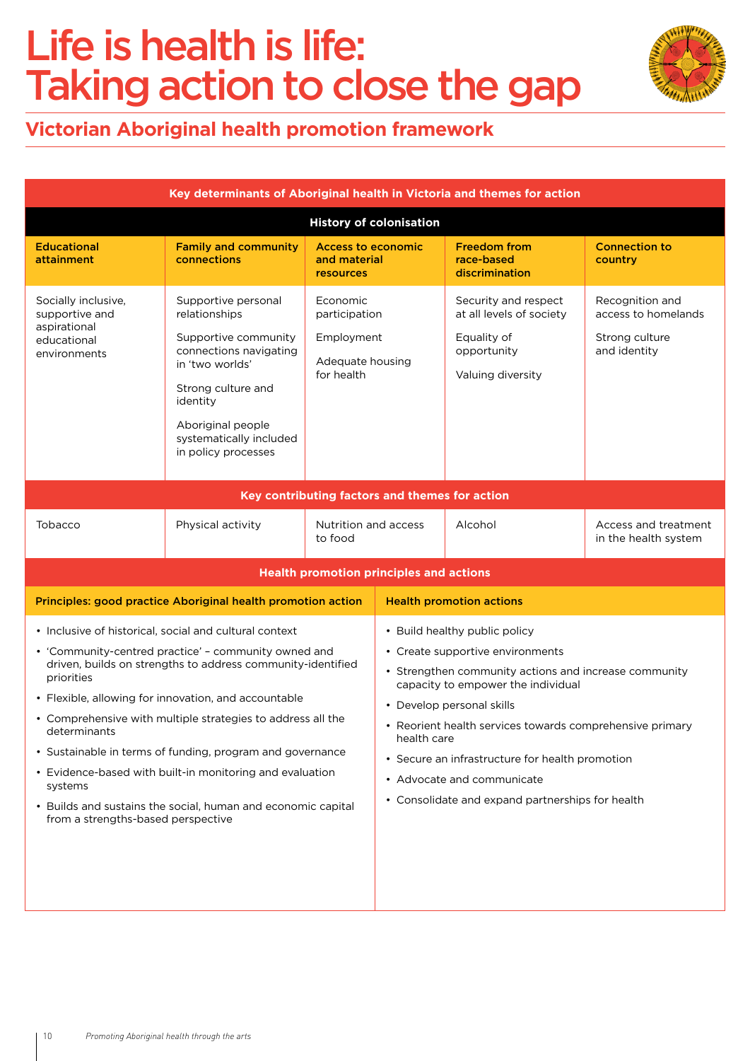# Life is health is life: Taking action to close the gap

## Victorian Aboriginal health promotion framework

| Key determinants of Aboriginal health in Victoria and themes for action | | | | |
|---|---|---|---|---|
| **History of colonisation** | | | | |
| **Educational attainment** | **Family and community connections** | **Access to economic and material resources** | **Freedom from race-based discrimination** | **Connection to country** |
| Socially inclusive, supportive and aspirational educational environments | Supportive personal relationships<br><br>Supportive community connections navigating in 'two worlds'<br><br>Strong culture and identity<br><br>Aboriginal people systematically included in policy processes | Economic participation<br><br>Employment<br><br>Adequate housing for health | Security and respect at all levels of society<br><br>Equality of opportunity<br><br>Valuing diversity | Recognition and access to homelands<br><br>Strong culture and identity |
| **Key contributing factors and themes for action** | | | | |
| Tobacco | Physical activity | Nutrition and access to food | Alcohol | Access and treatment in the health system |

| Health promotion principles and actions | |
|---|---|
| **Principles: good practice Aboriginal health promotion action** | **Health promotion actions** |
| • Inclusive of historical, social and cultural context<br>• 'Community-centred practice' – community owned and driven, builds on strengths to address community-identified priorities<br>• Flexible, allowing for innovation, and accountable<br>• Comprehensive with multiple strategies to address all the determinants<br>• Sustainable in terms of funding, program and governance<br>• Evidence-based with built-in monitoring and evaluation systems<br>• Builds and sustains the social, human and economic capital from a strengths-based perspective | • Build healthy public policy<br>• Create supportive environments<br>• Strengthen community actions and increase community capacity to empower the individual<br>• Develop personal skills<br>• Reorient health services towards comprehensive primary health care<br>• Secure an infrastructure for health promotion<br>• Advocate and communicate<br>• Consolidate and expand partnerships for health |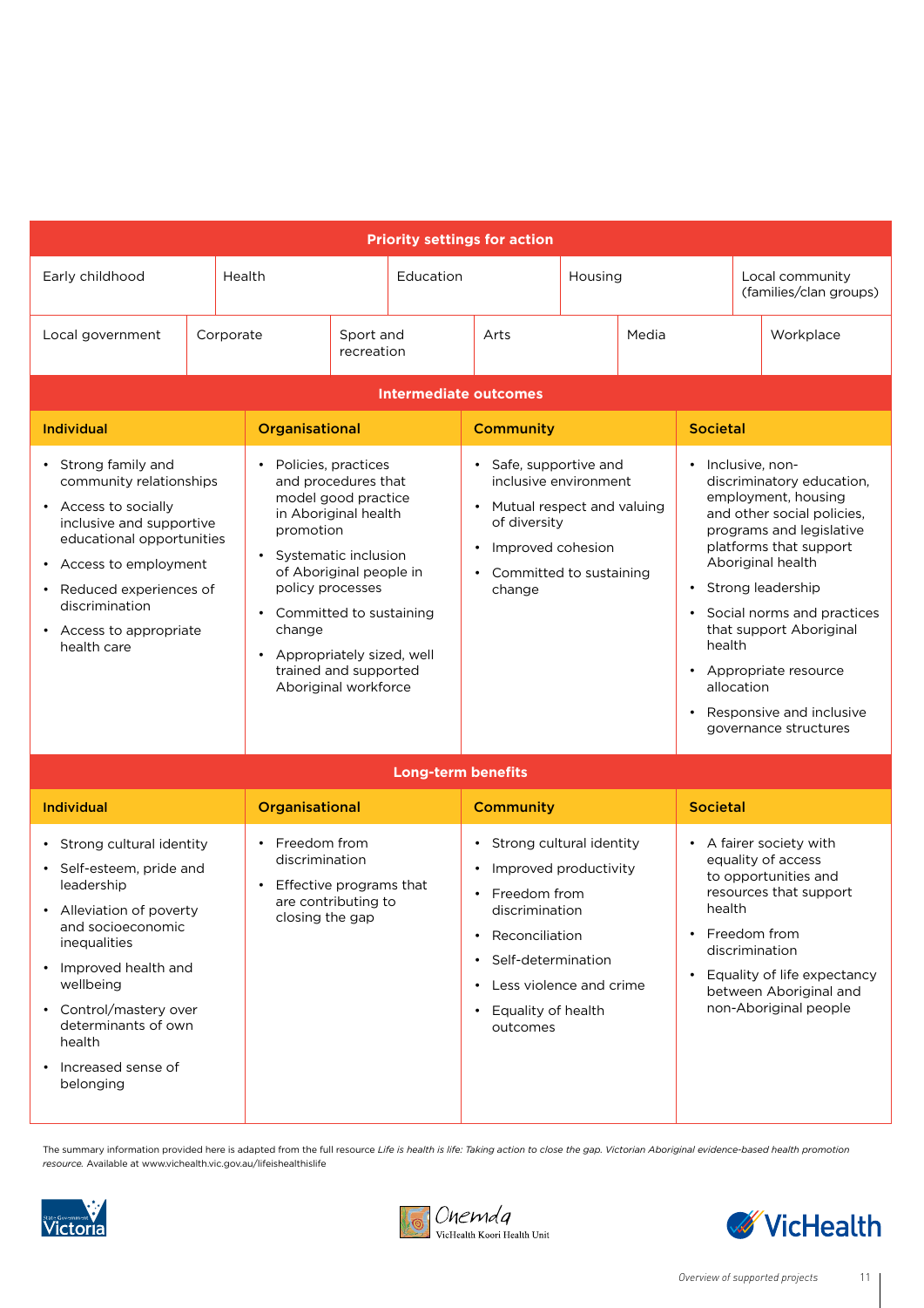## Priority settings for action

| Early childhood | Health | Education | Housing | Local community (families/clan groups) |
|---|---|---|---|---|

| Local government | Corporate | Sport and recreation | Arts | Media | Workplace |
|---|---|---|---|---|---|

## Intermediate outcomes

| Individual | Organisational | Community | Societal |
|---|---|---|---|
| • Strong family and community relationships<br>• Access to socially inclusive and supportive educational opportunities<br>• Access to employment<br>• Reduced experiences of discrimination<br>• Access to appropriate health care | • Policies, practices and procedures that model good practice in Aboriginal health promotion<br>• Systematic inclusion of Aboriginal people in policy processes<br>• Committed to sustaining change<br>• Appropriately sized, well trained and supported Aboriginal workforce | • Safe, supportive and inclusive environment<br>• Mutual respect and valuing of diversity<br>• Improved cohesion<br>• Committed to sustaining change | • Inclusive, non-discriminatory education, employment, housing and other social policies, programs and legislative platforms that support Aboriginal health<br>• Strong leadership<br>• Social norms and practices that support Aboriginal health<br>• Appropriate resource allocation<br>• Responsive and inclusive governance structures |

## Long-term benefits

| Individual | Organisational | Community | Societal |
|---|---|---|---|
| • Strong cultural identity<br>• Self-esteem, pride and leadership<br>• Alleviation of poverty and socioeconomic inequalities<br>• Improved health and wellbeing<br>• Control/mastery over determinants of own health<br>• Increased sense of belonging | • Freedom from discrimination<br>• Effective programs that are contributing to closing the gap | • Strong cultural identity<br>• Improved productivity<br>• Freedom from discrimination<br>• Reconciliation<br>• Self-determination<br>• Less violence and crime<br>• Equality of health outcomes | • A fairer society with equality of access to opportunities and resources that support health<br>• Freedom from discrimination<br>• Equality of life expectancy between Aboriginal and non-Aboriginal people |

The summary information provided here is adapted from the full resource *Life is health is life: Taking action to close the gap. Victorian Aboriginal evidence-based health promotion resource.* Available at www.vichealth.vic.gov.au/lifeishealthislife

State Government Victoria | Onemda VicHealth Koori Health Unit | VicHealth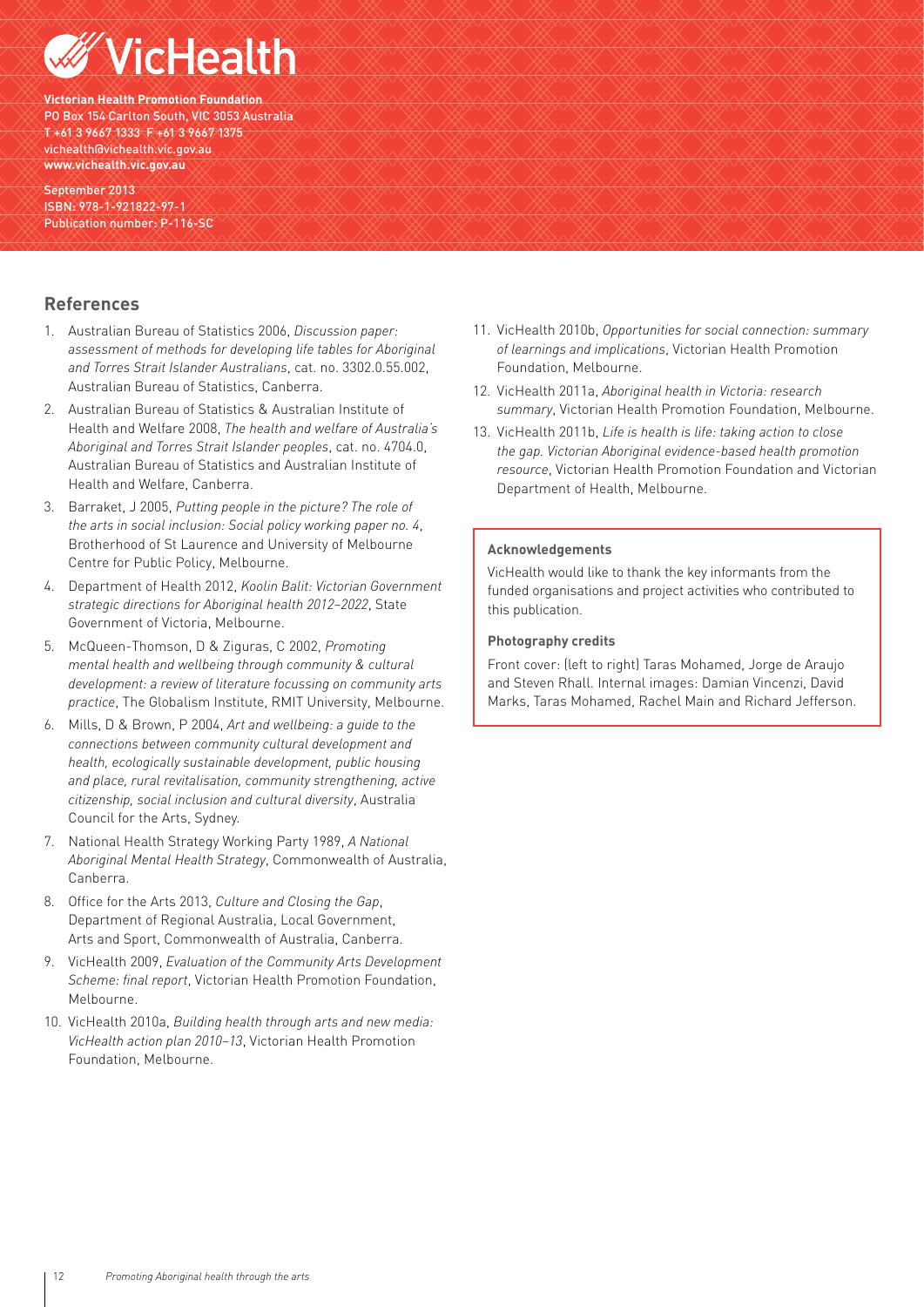# VicHealth

**Victorian Health Promotion Foundation**
PO Box 154 Carlton South, VIC 3053 Australia
T +61 3 9667 1333 F +61 3 9667 1375
vichealth@vichealth.vic.gov.au
**www.vichealth.vic.gov.au**

September 2013
ISBN: 978-1-921822-97-1
Publication number: P-116-SC

## References

1. Australian Bureau of Statistics 2006, *Discussion paper: assessment of methods for developing life tables for Aboriginal and Torres Strait Islander Australians*, cat. no. 3302.0.55.002, Australian Bureau of Statistics, Canberra.
2. Australian Bureau of Statistics & Australian Institute of Health and Welfare 2008, *The health and welfare of Australia's Aboriginal and Torres Strait Islander peoples*, cat. no. 4704.0, Australian Bureau of Statistics and Australian Institute of Health and Welfare, Canberra.
3. Barraket, J 2005, *Putting people in the picture? The role of the arts in social inclusion: Social policy working paper no. 4*, Brotherhood of St Laurence and University of Melbourne Centre for Public Policy, Melbourne.
4. Department of Health 2012, *Koolin Balit: Victorian Government strategic directions for Aboriginal health 2012–2022*, State Government of Victoria, Melbourne.
5. McQueen-Thomson, D & Ziguras, C 2002, *Promoting mental health and wellbeing through community & cultural development: a review of literature focussing on community arts practice*, The Globalism Institute, RMIT University, Melbourne.
6. Mills, D & Brown, P 2004, *Art and wellbeing: a guide to the connections between community cultural development and health, ecologically sustainable development, public housing and place, rural revitalisation, community strengthening, active citizenship, social inclusion and cultural diversity*, Australia Council for the Arts, Sydney.
7. National Health Strategy Working Party 1989, *A National Aboriginal Mental Health Strategy*, Commonwealth of Australia, Canberra.
8. Office for the Arts 2013, *Culture and Closing the Gap*, Department of Regional Australia, Local Government, Arts and Sport, Commonwealth of Australia, Canberra.
9. VicHealth 2009, *Evaluation of the Community Arts Development Scheme: final report*, Victorian Health Promotion Foundation, Melbourne.
10. VicHealth 2010a, *Building health through arts and new media: VicHealth action plan 2010–13*, Victorian Health Promotion Foundation, Melbourne.
11. VicHealth 2010b, *Opportunities for social connection: summary of learnings and implications*, Victorian Health Promotion Foundation, Melbourne.
12. VicHealth 2011a, *Aboriginal health in Victoria: research summary*, Victorian Health Promotion Foundation, Melbourne.
13. VicHealth 2011b, *Life is health is life: taking action to close the gap. Victorian Aboriginal evidence-based health promotion resource*, Victorian Health Promotion Foundation and Victorian Department of Health, Melbourne.

**Acknowledgements**

VicHealth would like to thank the key informants from the funded organisations and project activities who contributed to this publication.

**Photography credits**

Front cover: (left to right) Taras Mohamed, Jorge de Araujo and Steven Rhall. Internal images: Damian Vincenzi, David Marks, Taras Mohamed, Rachel Main and Richard Jefferson.